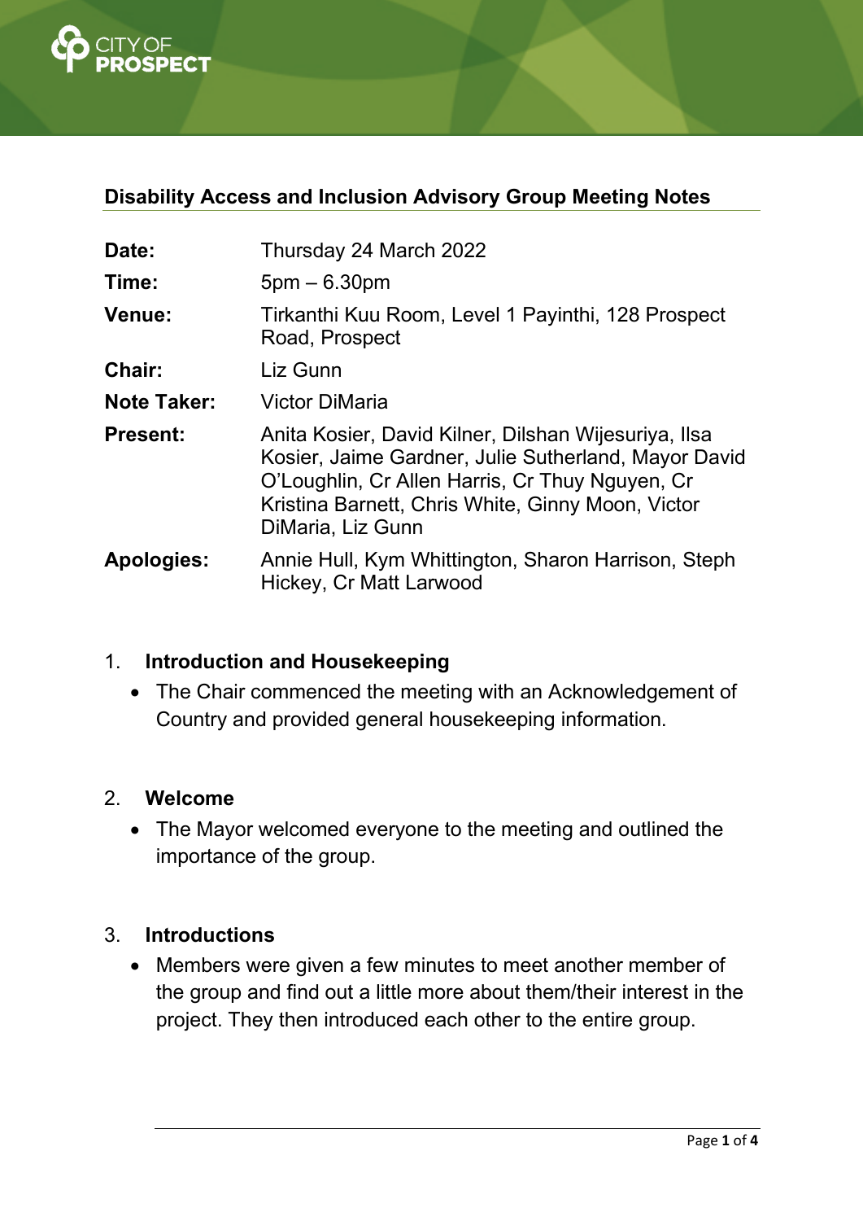CITY OF PROSPECT

## Disability Access and Inclusion Advisory Group Meeting Notes

| | |
|---|---|
| **Date:** | Thursday 24 March 2022 |
| **Time:** | 5pm – 6.30pm |
| **Venue:** | Tirkanthi Kuu Room, Level 1 Payinthi, 128 Prospect Road, Prospect |
| **Chair:** | Liz Gunn |
| **Note Taker:** | Victor DiMaria |
| **Present:** | Anita Kosier, David Kilner, Dilshan Wijesuriya, Ilsa Kosier, Jaime Gardner, Julie Sutherland, Mayor David O'Loughlin, Cr Allen Harris, Cr Thuy Nguyen, Cr Kristina Barnett, Chris White, Ginny Moon, Victor DiMaria, Liz Gunn |
| **Apologies:** | Annie Hull, Kym Whittington, Sharon Harrison, Steph Hickey, Cr Matt Larwood |

### 1. Introduction and Housekeeping

- The Chair commenced the meeting with an Acknowledgement of Country and provided general housekeeping information.

### 2. Welcome

- The Mayor welcomed everyone to the meeting and outlined the importance of the group.

### 3. Introductions

- Members were given a few minutes to meet another member of the group and find out a little more about them/their interest in the project. They then introduced each other to the entire group.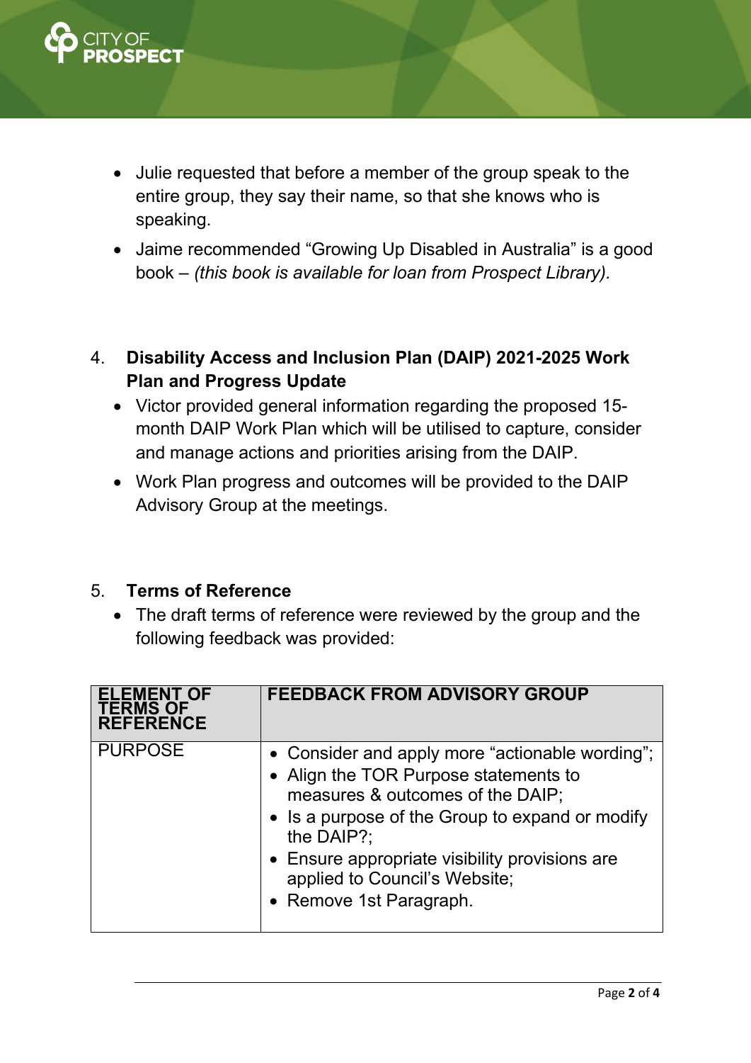- Julie requested that before a member of the group speak to the entire group, they say their name, so that she knows who is speaking.
- Jaime recommended "Growing Up Disabled in Australia" is a good book – *(this book is available for loan from Prospect Library).*

4. **Disability Access and Inclusion Plan (DAIP) 2021-2025 Work Plan and Progress Update**
   - Victor provided general information regarding the proposed 15-month DAIP Work Plan which will be utilised to capture, consider and manage actions and priorities arising from the DAIP.
   - Work Plan progress and outcomes will be provided to the DAIP Advisory Group at the meetings.

5. **Terms of Reference**
   - The draft terms of reference were reviewed by the group and the following feedback was provided:

| ELEMENT OF TERMS OF REFERENCE | FEEDBACK FROM ADVISORY GROUP |
|---|---|
| PURPOSE | • Consider and apply more "actionable wording";<br>• Align the TOR Purpose statements to measures & outcomes of the DAIP;<br>• Is a purpose of the Group to expand or modify the DAIP?;<br>• Ensure appropriate visibility provisions are applied to Council's Website;<br>• Remove 1st Paragraph. |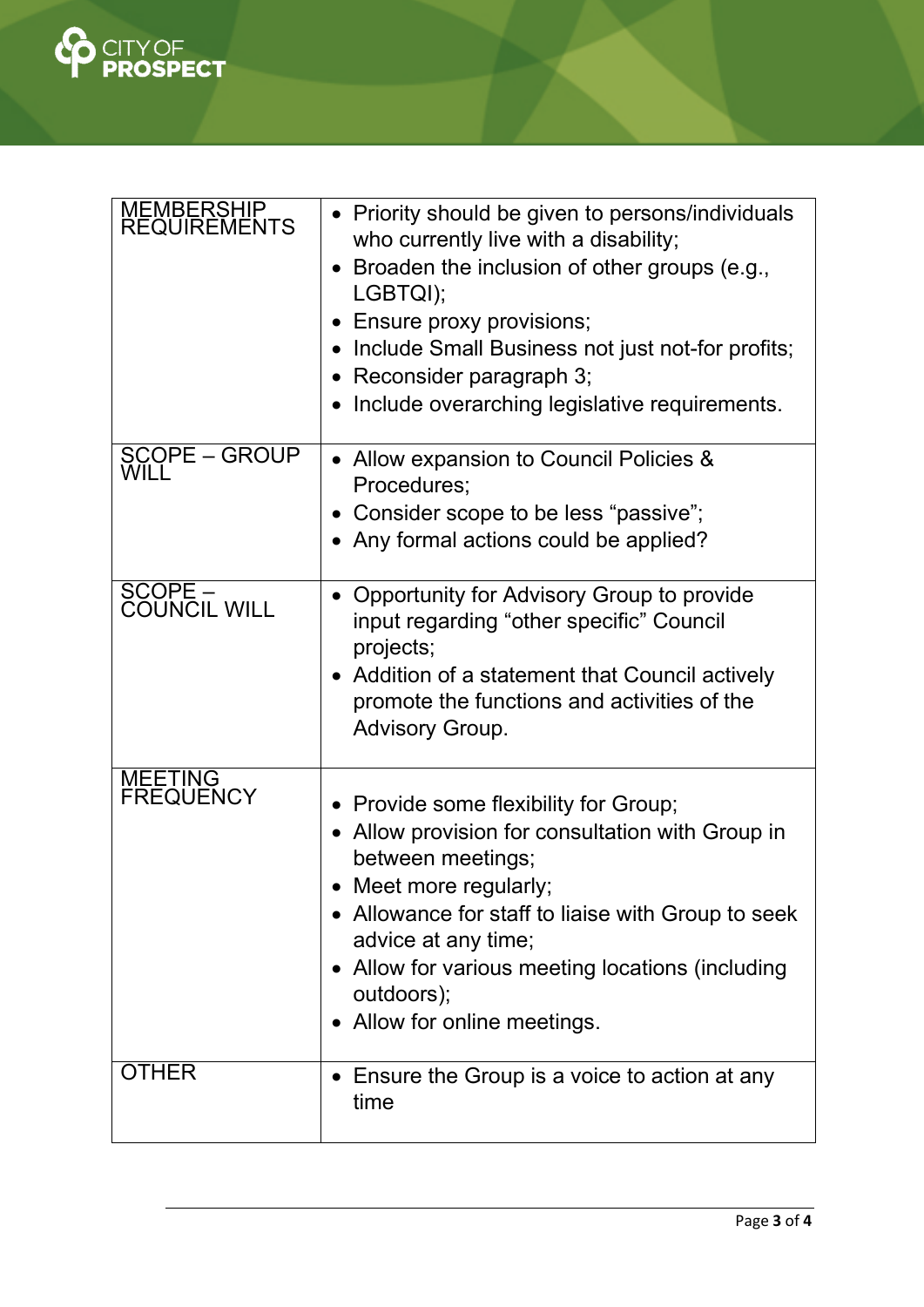| MEMBERSHIP REQUIREMENTS | • Priority should be given to persons/individuals who currently live with a disability;<br>• Broaden the inclusion of other groups (e.g., LGBTQI);<br>• Ensure proxy provisions;<br>• Include Small Business not just not-for profits;<br>• Reconsider paragraph 3;<br>• Include overarching legislative requirements. |
|---|---|
| SCOPE – GROUP WILL | • Allow expansion to Council Policies & Procedures;<br>• Consider scope to be less "passive";<br>• Any formal actions could be applied? |
| SCOPE – COUNCIL WILL | • Opportunity for Advisory Group to provide input regarding "other specific" Council projects;<br>• Addition of a statement that Council actively promote the functions and activities of the Advisory Group. |
| MEETING FREQUENCY | • Provide some flexibility for Group;<br>• Allow provision for consultation with Group in between meetings;<br>• Meet more regularly;<br>• Allowance for staff to liaise with Group to seek advice at any time;<br>• Allow for various meeting locations (including outdoors);<br>• Allow for online meetings. |
| OTHER | • Ensure the Group is a voice to action at any time |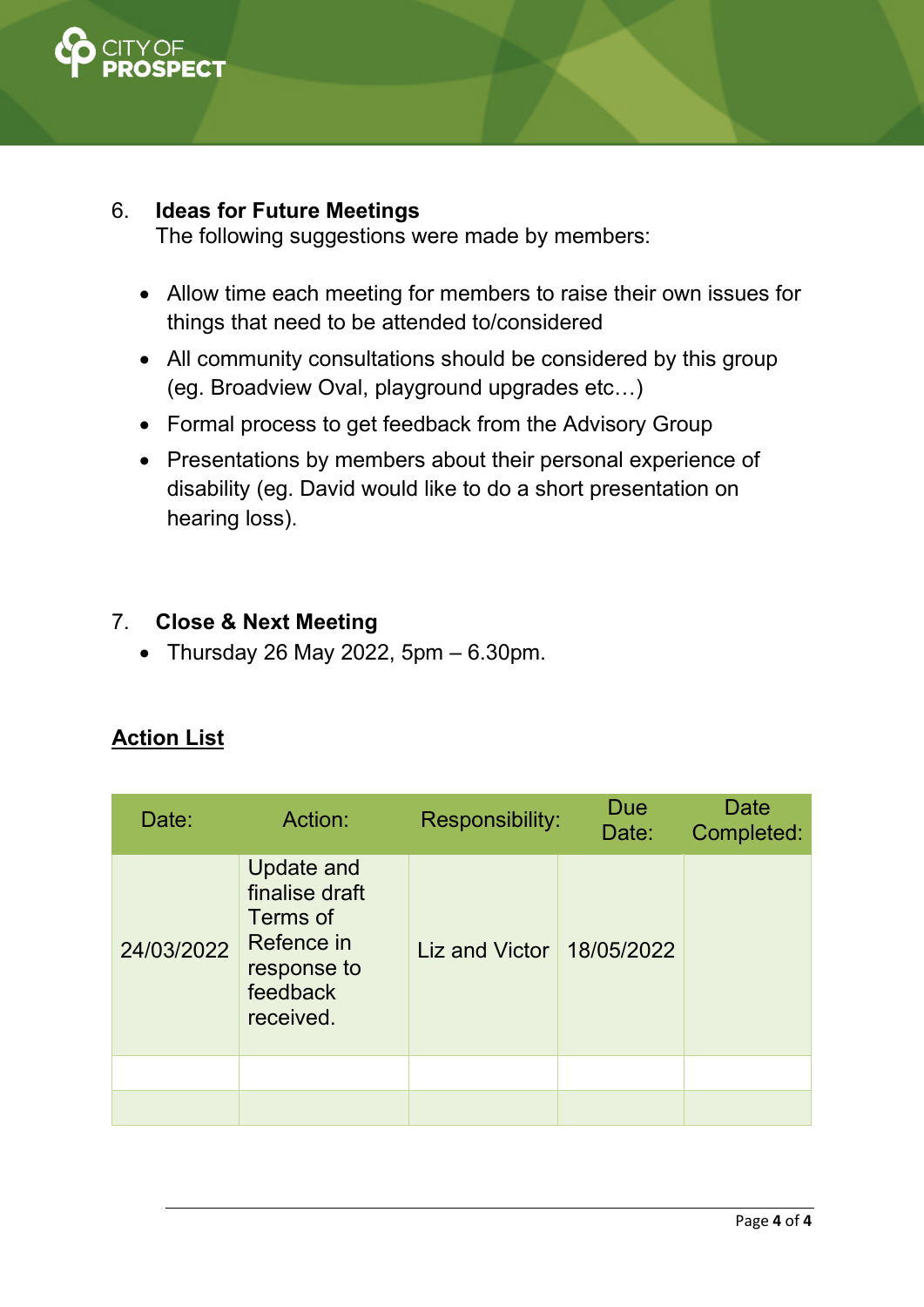6. **Ideas for Future Meetings**
   The following suggestions were made by members:

- Allow time each meeting for members to raise their own issues for things that need to be attended to/considered
- All community consultations should be considered by this group (eg. Broadview Oval, playground upgrades etc…)
- Formal process to get feedback from the Advisory Group
- Presentations by members about their personal experience of disability (eg. David would like to do a short presentation on hearing loss).

7. **Close & Next Meeting**

- Thursday 26 May 2022, 5pm – 6.30pm.

**Action List**

| Date: | Action: | Responsibility: | Due Date: | Date Completed: |
|---|---|---|---|---|
| 24/03/2022 | Update and finalise draft Terms of Refence in response to feedback received. | Liz and Victor | 18/05/2022 | |
| | | | | |
| | | | | |